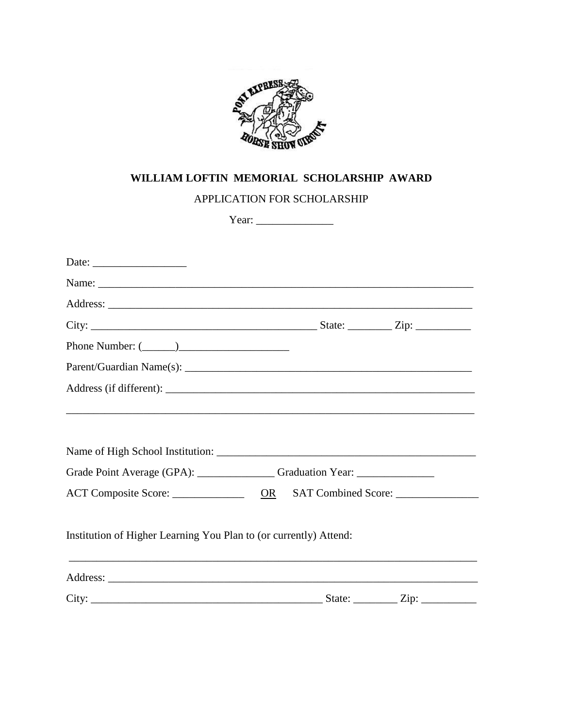# WILLIAM LOFTIN MEMORIAL SCHOLARSHIP AWARD

APPLICATION FOR SCHOLARSHIP

Year: ______________

Date: _________________

Name: ______________________________________________________________________

Address: ____________________________________________________________________

City: __________________________________________ State: ________ Zip: __________

Phone Number: (______)____________________

Parent/Guardian Name(s): ______________________________________________________

Address (if different): __________________________________________________________

______________________________________________________________________________

Name of High School Institution: _________________________________________________

Grade Point Average (GPA): ______________ Graduation Year: ______________

ACT Composite Score: _____________ OR SAT Combined Score: _______________

Institution of Higher Learning You Plan to (or currently) Attend:

______________________________________________________________________________

Address: ____________________________________________________________________

City: ___________________________________________ State: ________ Zip: __________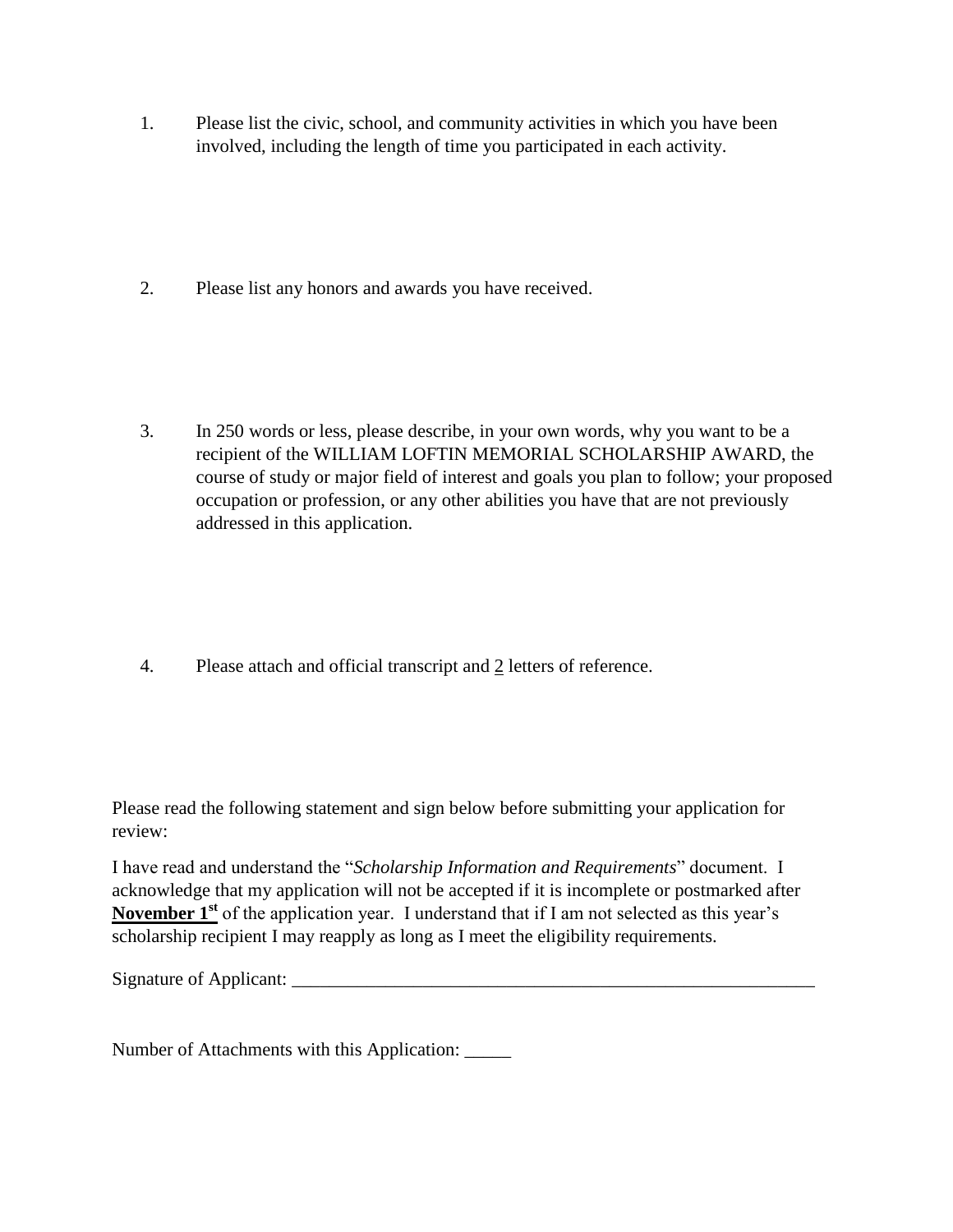1. Please list the civic, school, and community activities in which you have been involved, including the length of time you participated in each activity.

2. Please list any honors and awards you have received.

3. In 250 words or less, please describe, in your own words, why you want to be a recipient of the WILLIAM LOFTIN MEMORIAL SCHOLARSHIP AWARD, the course of study or major field of interest and goals you plan to follow; your proposed occupation or profession, or any other abilities you have that are not previously addressed in this application.

4. Please attach and official transcript and 2 letters of reference.

Please read the following statement and sign below before submitting your application for review:

I have read and understand the "*Scholarship Information and Requirements*" document. I acknowledge that my application will not be accepted if it is incomplete or postmarked after **November 1st** of the application year. I understand that if I am not selected as this year's scholarship recipient I may reapply as long as I meet the eligibility requirements.

Signature of Applicant: ___________________________________________________________

Number of Attachments with this Application: _____